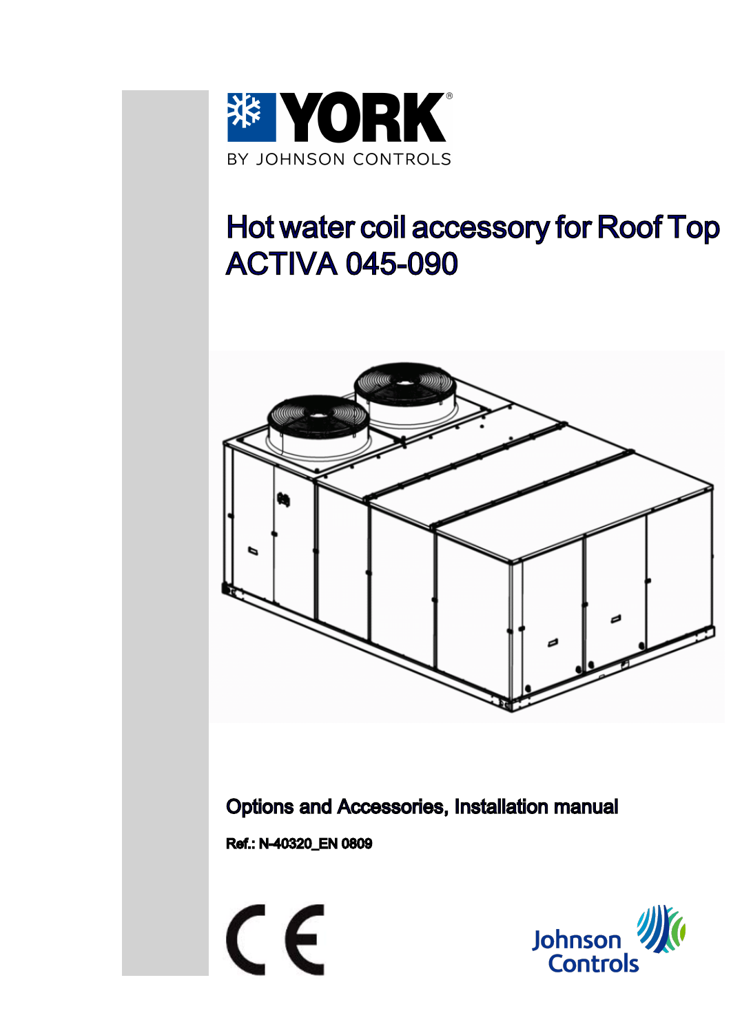YORK

BY JOHNSON CONTROLS

# Hot water coil accessory for Roof Top ACTIVA 045-090

## Options and Accessories, Installation manual

**Ref.: N-40320_EN 0809**

Johnson Controls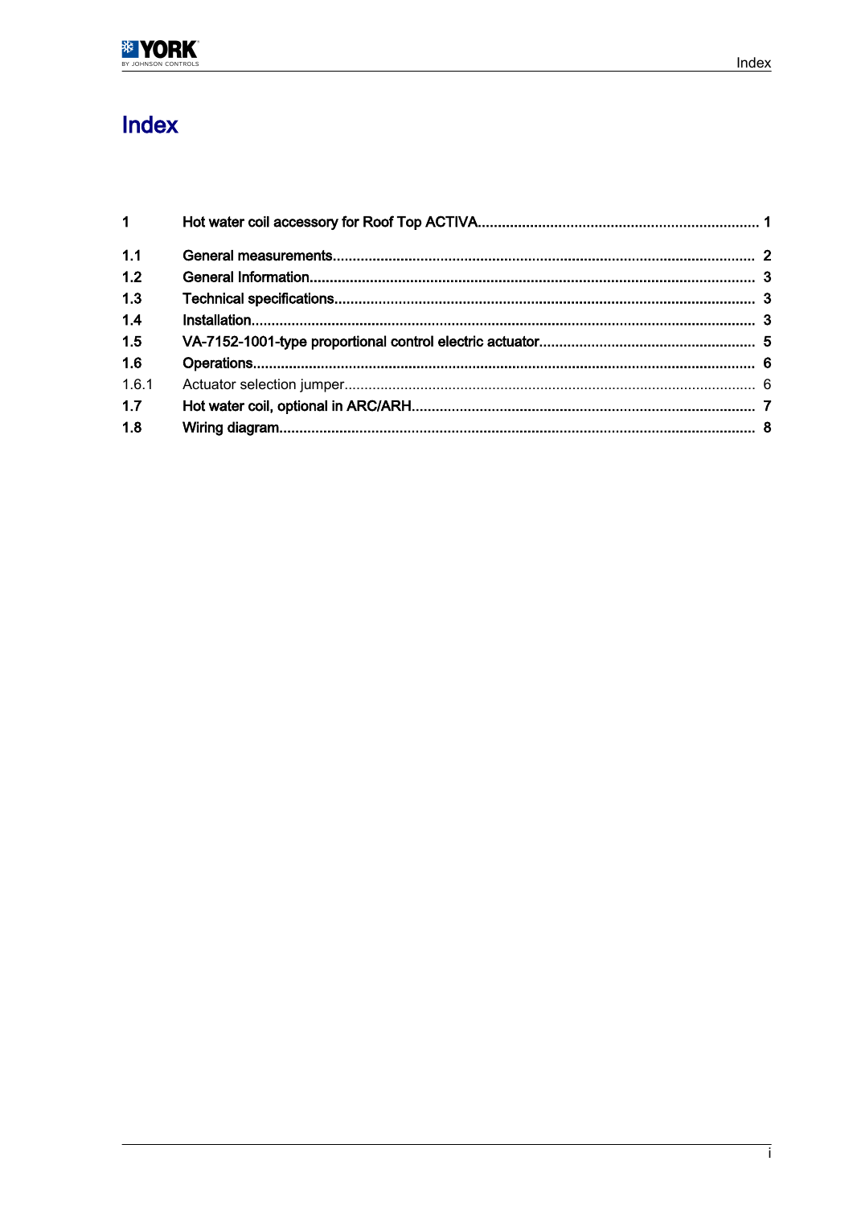# Index

| | | |
|---|---|---|
| **1** | **Hot water coil accessory for Roof Top ACTIVA** | **1** |
| **1.1** | **General measurements** | **2** |
| **1.2** | **General Information** | **3** |
| **1.3** | **Technical specifications** | **3** |
| **1.4** | **Installation** | **3** |
| **1.5** | **VA-7152-1001-type proportional control electric actuator** | **5** |
| **1.6** | **Operations** | **6** |
| 1.6.1 | Actuator selection jumper | 6 |
| **1.7** | **Hot water coil, optional in ARC/ARH** | **7** |
| **1.8** | **Wiring diagram** | **8** |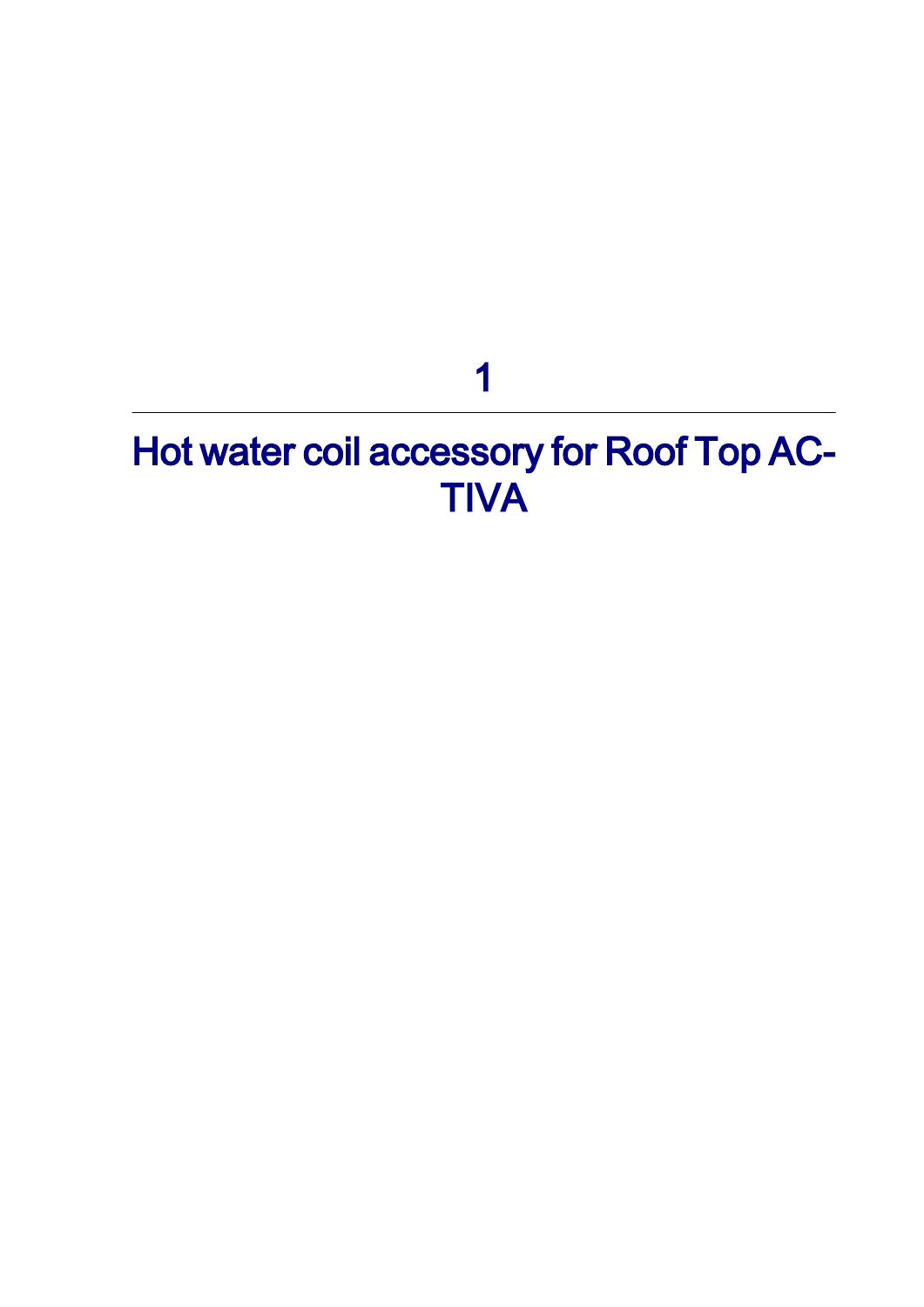# 1

# Hot water coil accessory for Roof Top ACTIVA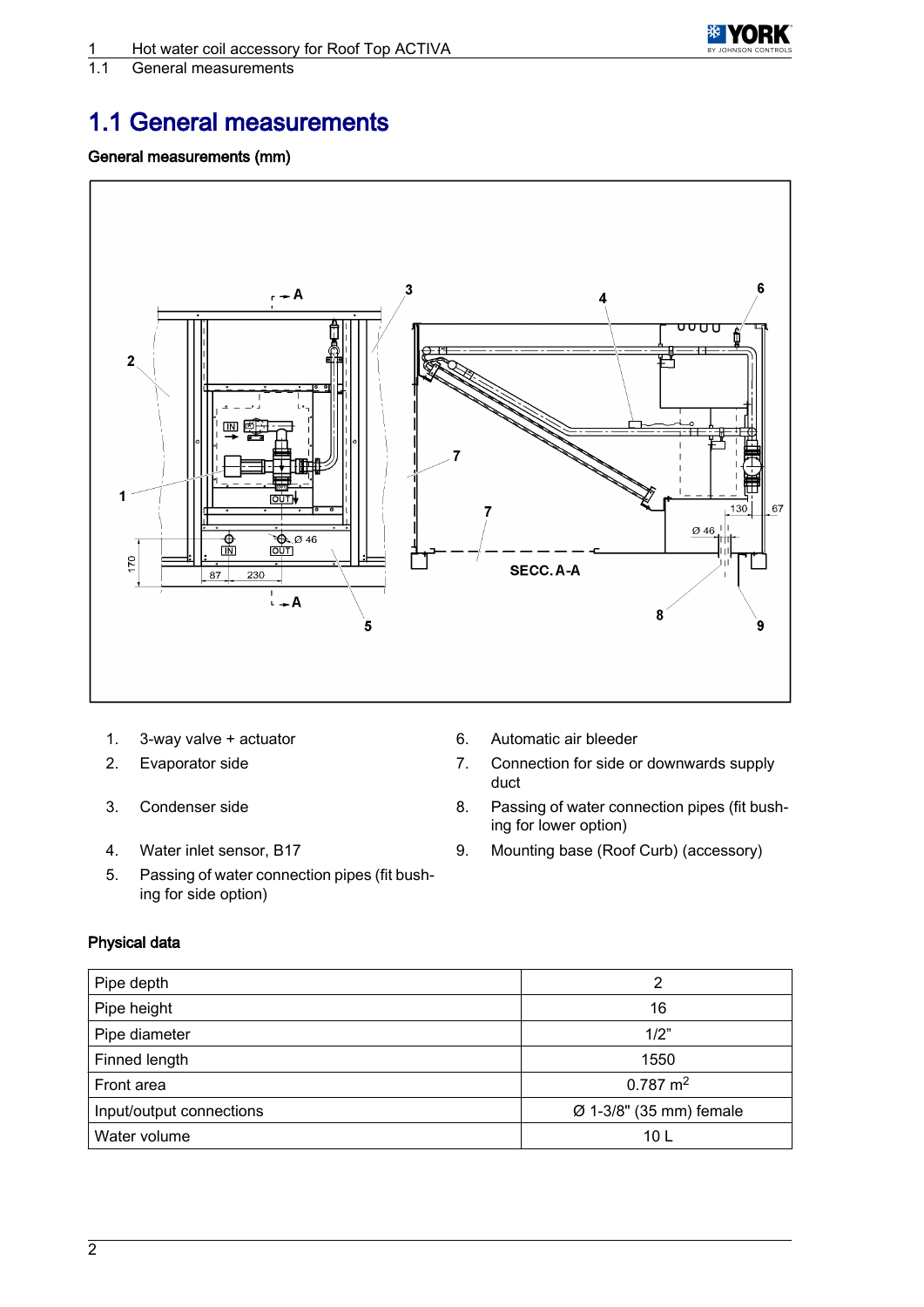# 1.1 General measurements

**General measurements (mm)**

1. 3-way valve + actuator
2. Evaporator side
3. Condenser side
4. Water inlet sensor, B17
5. Passing of water connection pipes (fit bushing for side option)
6. Automatic air bleeder
7. Connection for side or downwards supply duct
8. Passing of water connection pipes (fit bushing for lower option)
9. Mounting base (Roof Curb) (accessory)

**Physical data**

| Pipe depth | 2 |
|---|---|
| Pipe height | 16 |
| Pipe diameter | 1/2" |
| Finned length | 1550 |
| Front area | 0.787 $m^2$ |
| Input/output connections | Ø 1-3/8" (35 mm) female |
| Water volume | 10 L |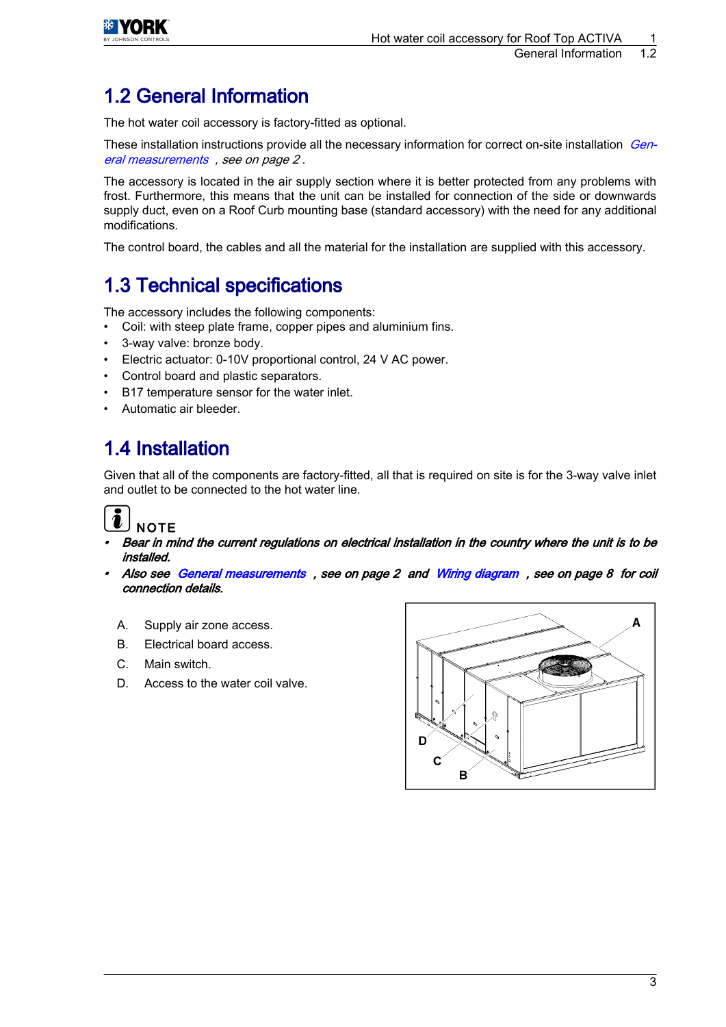## 1.2 General Information

The hot water coil accessory is factory-fitted as optional.

These installation instructions provide all the necessary information for correct on-site installation *General measurements , see on page 2* .

The accessory is located in the air supply section where it is better protected from any problems with frost. Furthermore, this means that the unit can be installed for connection of the side or downwards supply duct, even on a Roof Curb mounting base (standard accessory) with the need for any additional modifications.

The control board, the cables and all the material for the installation are supplied with this accessory.

## 1.3 Technical specifications

The accessory includes the following components:

- Coil: with steep plate frame, copper pipes and aluminium fins.
- 3-way valve: bronze body.
- Electric actuator: 0-10V proportional control, 24 V AC power.
- Control board and plastic separators.
- B17 temperature sensor for the water inlet.
- Automatic air bleeder.

## 1.4 Installation

Given that all of the components are factory-fitted, all that is required on site is for the 3-way valve inlet and outlet to be connected to the hot water line.

**NOTE**

- ***Bear in mind the current regulations on electrical installation in the country where the unit is to be installed.***
- ***Also see General measurements , see on page 2 and Wiring diagram , see on page 8 for coil connection details.***

A. Supply air zone access.
B. Electrical board access.
C. Main switch.
D. Access to the water coil valve.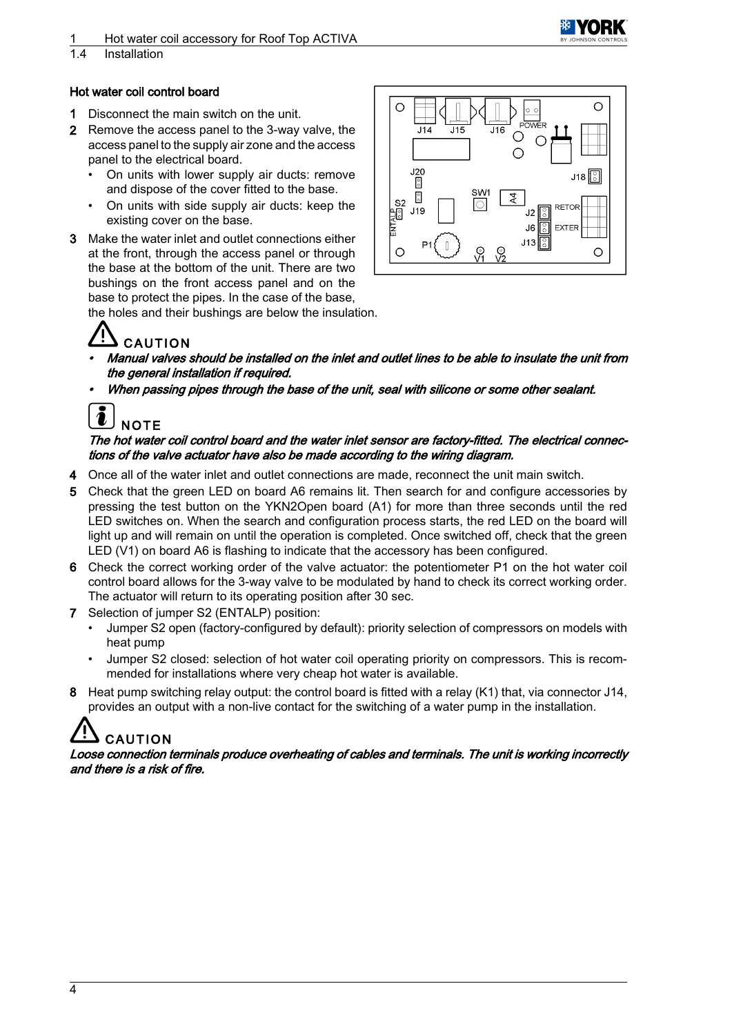### Hot water coil control board

1. Disconnect the main switch on the unit.
2. Remove the access panel to the 3-way valve, the access panel to the supply air zone and the access panel to the electrical board.
   - On units with lower supply air ducts: remove and dispose of the cover fitted to the base.
   - On units with side supply air ducts: keep the existing cover on the base.
3. Make the water inlet and outlet connections either at the front, through the access panel or through the base at the bottom of the unit. There are two bushings on the front access panel and on the base to protect the pipes. In the case of the base, the holes and their bushings are below the insulation.

**CAUTION**

- ***Manual valves should be installed on the inlet and outlet lines to be able to insulate the unit from the general installation if required.***
- ***When passing pipes through the base of the unit, seal with silicone or some other sealant.***

**NOTE**

***The hot water coil control board and the water inlet sensor are factory-fitted. The electrical connections of the valve actuator have also be made according to the wiring diagram.***

4. Once all of the water inlet and outlet connections are made, reconnect the unit main switch.
5. Check that the green LED on board A6 remains lit. Then search for and configure accessories by pressing the test button on the YKN2Open board (A1) for more than three seconds until the red LED switches on. When the search and configuration process starts, the red LED on the board will light up and will remain on until the operation is completed. Once switched off, check that the green LED (V1) on board A6 is flashing to indicate that the accessory has been configured.
6. Check the correct working order of the valve actuator: the potentiometer P1 on the hot water coil control board allows for the 3-way valve to be modulated by hand to check its correct working order. The actuator will return to its operating position after 30 sec.
7. Selection of jumper S2 (ENTALP) position:
   - Jumper S2 open (factory-configured by default): priority selection of compressors on models with heat pump
   - Jumper S2 closed: selection of hot water coil operating priority on compressors. This is recommended for installations where very cheap hot water is available.
8. Heat pump switching relay output: the control board is fitted with a relay (K1) that, via connector J14, provides an output with a non-live contact for the switching of a water pump in the installation.

**CAUTION**

***Loose connection terminals produce overheating of cables and terminals. The unit is working incorrectly and there is a risk of fire.***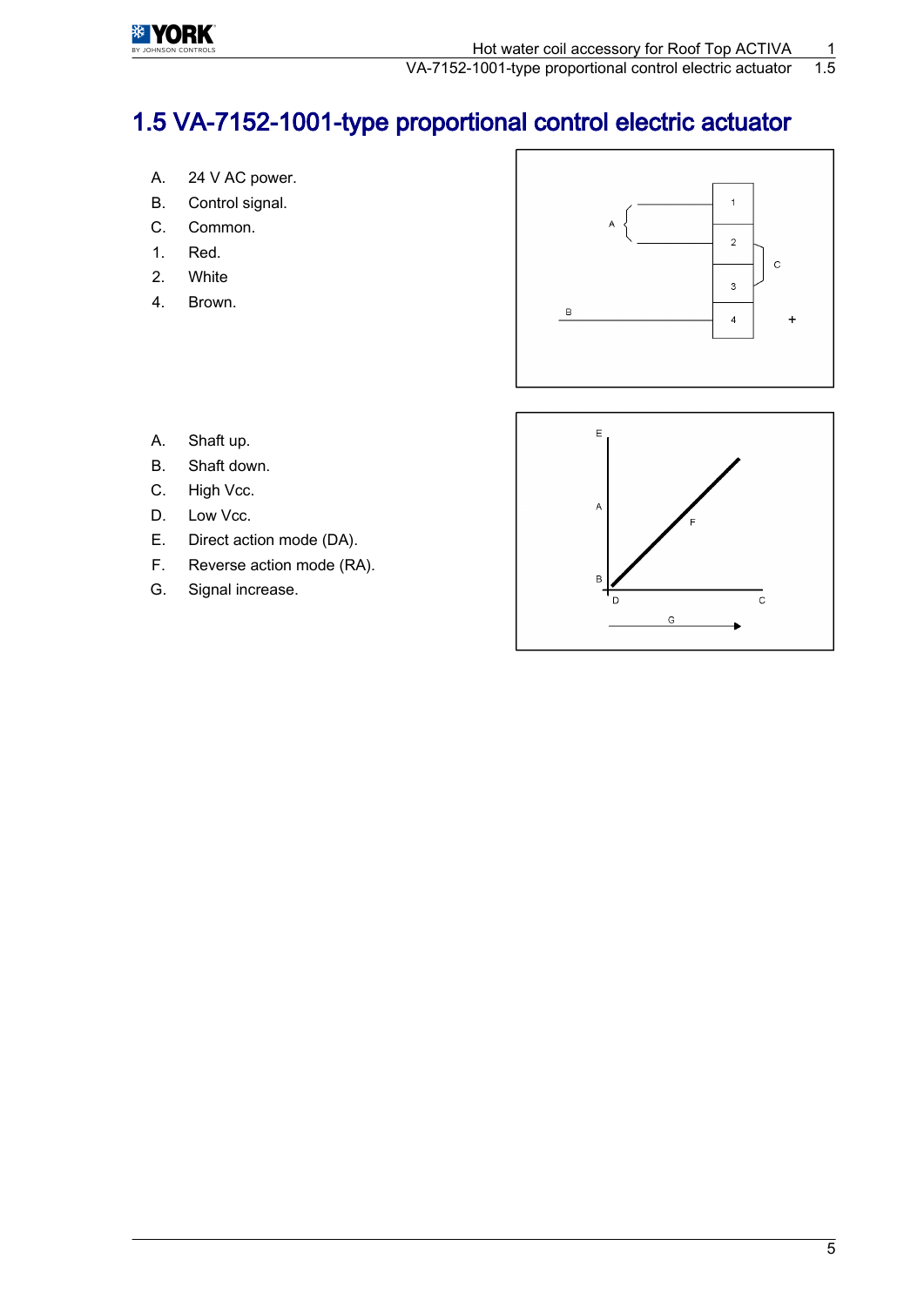# 1.5 VA-7152-1001-type proportional control electric actuator

A. 24 V AC power.
B. Control signal.
C. Common.
1. Red.
2. White
4. Brown.

A. Shaft up.
B. Shaft down.
C. High Vcc.
D. Low Vcc.
E. Direct action mode (DA).
F. Reverse action mode (RA).
G. Signal increase.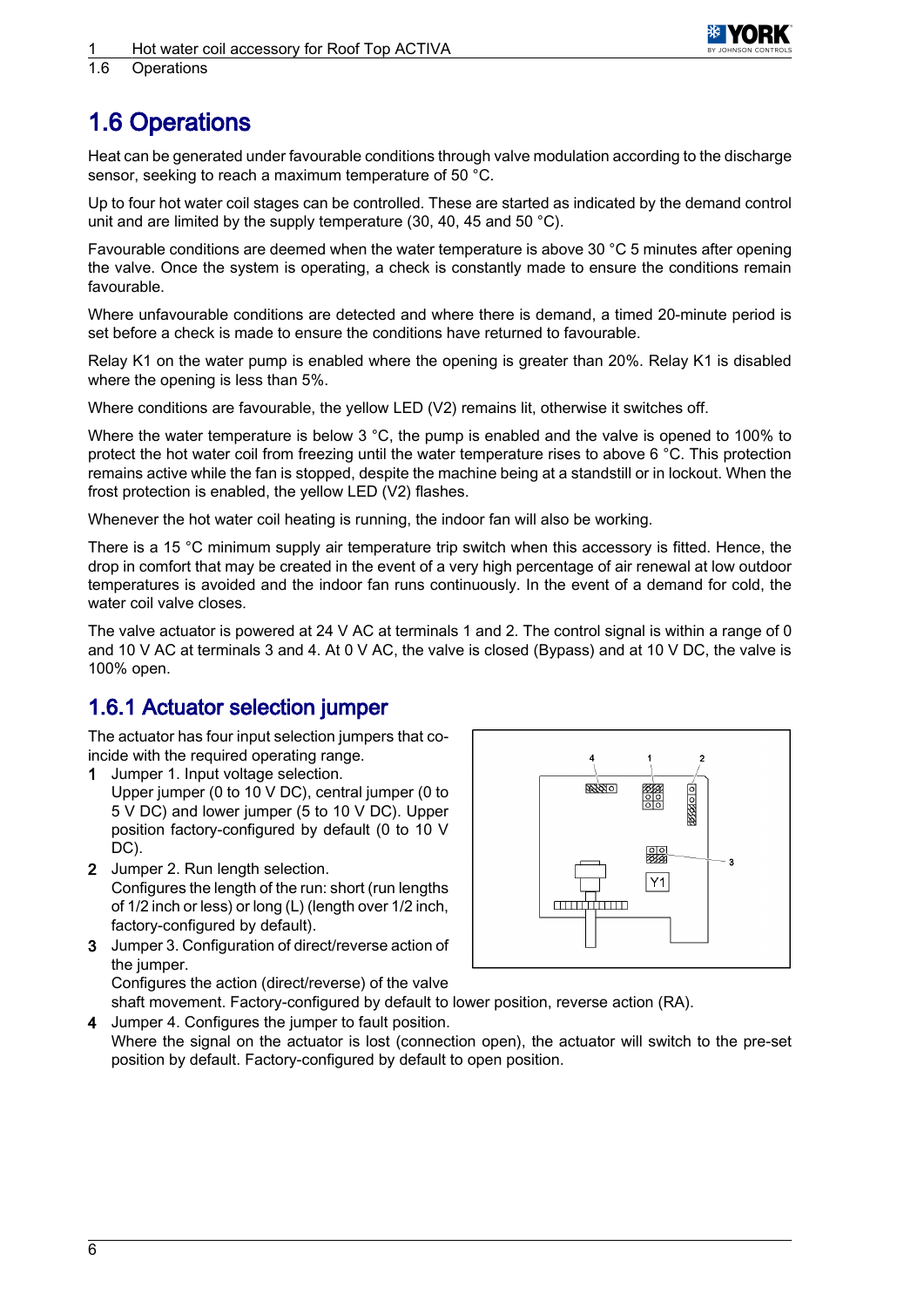# 1.6 Operations

Heat can be generated under favourable conditions through valve modulation according to the discharge sensor, seeking to reach a maximum temperature of 50 °C.

Up to four hot water coil stages can be controlled. These are started as indicated by the demand control unit and are limited by the supply temperature (30, 40, 45 and 50 °C).

Favourable conditions are deemed when the water temperature is above 30 °C 5 minutes after opening the valve. Once the system is operating, a check is constantly made to ensure the conditions remain favourable.

Where unfavourable conditions are detected and where there is demand, a timed 20-minute period is set before a check is made to ensure the conditions have returned to favourable.

Relay K1 on the water pump is enabled where the opening is greater than 20%. Relay K1 is disabled where the opening is less than 5%.

Where conditions are favourable, the yellow LED (V2) remains lit, otherwise it switches off.

Where the water temperature is below 3 °C, the pump is enabled and the valve is opened to 100% to protect the hot water coil from freezing until the water temperature rises to above 6 °C. This protection remains active while the fan is stopped, despite the machine being at a standstill or in lockout. When the frost protection is enabled, the yellow LED (V2) flashes.

Whenever the hot water coil heating is running, the indoor fan will also be working.

There is a 15 °C minimum supply air temperature trip switch when this accessory is fitted. Hence, the drop in comfort that may be created in the event of a very high percentage of air renewal at low outdoor temperatures is avoided and the indoor fan runs continuously. In the event of a demand for cold, the water coil valve closes.

The valve actuator is powered at 24 V AC at terminals 1 and 2. The control signal is within a range of 0 and 10 V AC at terminals 3 and 4. At 0 V AC, the valve is closed (Bypass) and at 10 V DC, the valve is 100% open.

## 1.6.1 Actuator selection jumper

The actuator has four input selection jumpers that coincide with the required operating range.

1. Jumper 1. Input voltage selection.
   Upper jumper (0 to 10 V DC), central jumper (0 to 5 V DC) and lower jumper (5 to 10 V DC). Upper position factory-configured by default (0 to 10 V DC).
2. Jumper 2. Run length selection.
   Configures the length of the run: short (run lengths of 1/2 inch or less) or long (L) (length over 1/2 inch, factory-configured by default).
3. Jumper 3. Configuration of direct/reverse action of the jumper.
   Configures the action (direct/reverse) of the valve shaft movement. Factory-configured by default to lower position, reverse action (RA).
4. Jumper 4. Configures the jumper to fault position.
   Where the signal on the actuator is lost (connection open), the actuator will switch to the pre-set position by default. Factory-configured by default to open position.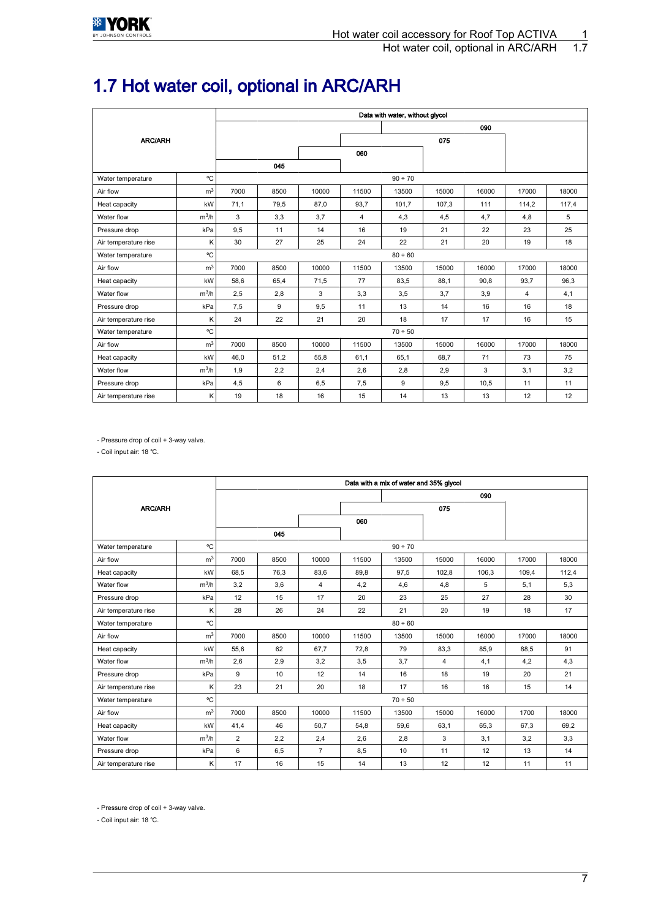# 1.7 Hot water coil, optional in ARC/ARH

| ARC/ARH | | Data with water, without glycol | | | | | | | | |
|---|---|---|---|---|---|---|---|---|---|---|
| | | | | | | | | 090 | | |
| | | | | | | 075 | | | | |
| | | | | | 060 | | | | | |
| | | | 045 | | | | | | | |
| Water temperature | °C | 90 ÷ 70 | | | | | | | | |
| Air flow | $m^3$ | 7000 | 8500 | 10000 | 11500 | 13500 | 15000 | 16000 | 17000 | 18000 |
| Heat capacity | kW | 71,1 | 79,5 | 87,0 | 93,7 | 101,7 | 107,3 | 111 | 114,2 | 117,4 |
| Water flow | $m^3/h$ | 3 | 3,3 | 3,7 | 4 | 4,3 | 4,5 | 4,7 | 4,8 | 5 |
| Pressure drop | kPa | 9,5 | 11 | 14 | 16 | 19 | 21 | 22 | 23 | 25 |
| Air temperature rise | K | 30 | 27 | 25 | 24 | 22 | 21 | 20 | 19 | 18 |
| Water temperature | °C | 80 ÷ 60 | | | | | | | | |
| Air flow | $m^3$ | 7000 | 8500 | 10000 | 11500 | 13500 | 15000 | 16000 | 17000 | 18000 |
| Heat capacity | kW | 58,6 | 65,4 | 71,5 | 77 | 83,5 | 88,1 | 90,8 | 93,7 | 96,3 |
| Water flow | $m^3/h$ | 2,5 | 2,8 | 3 | 3,3 | 3,5 | 3,7 | 3,9 | 4 | 4,1 |
| Pressure drop | kPa | 7,5 | 9 | 9,5 | 11 | 13 | 14 | 16 | 16 | 18 |
| Air temperature rise | K | 24 | 22 | 21 | 20 | 18 | 17 | 17 | 16 | 15 |
| Water temperature | °C | 70 ÷ 50 | | | | | | | | |
| Air flow | $m^3$ | 7000 | 8500 | 10000 | 11500 | 13500 | 15000 | 16000 | 17000 | 18000 |
| Heat capacity | kW | 46,0 | 51,2 | 55,8 | 61,1 | 65,1 | 68,7 | 71 | 73 | 75 |
| Water flow | $m^3/h$ | 1,9 | 2,2 | 2,4 | 2,6 | 2,8 | 2,9 | 3 | 3,1 | 3,2 |
| Pressure drop | kPa | 4,5 | 6 | 6,5 | 7,5 | 9 | 9,5 | 10,5 | 11 | 11 |
| Air temperature rise | K | 19 | 18 | 16 | 15 | 14 | 13 | 13 | 12 | 12 |

- Pressure drop of coil + 3-way valve.
- Coil input air: 18 °C.

| ARC/ARH | | Data with a mix of water and 35% glycol | | | | | | | | |
|---|---|---|---|---|---|---|---|---|---|---|
| | | | | | | | | 090 | | |
| | | | | | | 075 | | | | |
| | | | | | 060 | | | | | |
| | | | 045 | | | | | | | |
| Water temperature | °C | 90 ÷ 70 | | | | | | | | |
| Air flow | $m^3$ | 7000 | 8500 | 10000 | 11500 | 13500 | 15000 | 16000 | 17000 | 18000 |
| Heat capacity | kW | 68,5 | 76,3 | 83,6 | 89,8 | 97,5 | 102,8 | 106,3 | 109,4 | 112,4 |
| Water flow | $m^3/h$ | 3,2 | 3,6 | 4 | 4,2 | 4,6 | 4,8 | 5 | 5,1 | 5,3 |
| Pressure drop | kPa | 12 | 15 | 17 | 20 | 23 | 25 | 27 | 28 | 30 |
| Air temperature rise | K | 28 | 26 | 24 | 22 | 21 | 20 | 19 | 18 | 17 |
| Water temperature | °C | 80 ÷ 60 | | | | | | | | |
| Air flow | $m^3$ | 7000 | 8500 | 10000 | 11500 | 13500 | 15000 | 16000 | 17000 | 18000 |
| Heat capacity | kW | 55,6 | 62 | 67,7 | 72,8 | 79 | 83,3 | 85,9 | 88,5 | 91 |
| Water flow | $m^3/h$ | 2,6 | 2,9 | 3,2 | 3,5 | 3,7 | 4 | 4,1 | 4,2 | 4,3 |
| Pressure drop | kPa | 9 | 10 | 12 | 14 | 16 | 18 | 19 | 20 | 21 |
| Air temperature rise | K | 23 | 21 | 20 | 18 | 17 | 16 | 16 | 15 | 14 |
| Water temperature | °C | 70 ÷ 50 | | | | | | | | |
| Air flow | $m^3$ | 7000 | 8500 | 10000 | 11500 | 13500 | 15000 | 16000 | 1700 | 18000 |
| Heat capacity | kW | 41,4 | 46 | 50,7 | 54,8 | 59,6 | 63,1 | 65,3 | 67,3 | 69,2 |
| Water flow | $m^3/h$ | 2 | 2,2 | 2,4 | 2,6 | 2,8 | 3 | 3,1 | 3,2 | 3,3 |
| Pressure drop | kPa | 6 | 6,5 | 7 | 8,5 | 10 | 11 | 12 | 13 | 14 |
| Air temperature rise | K | 17 | 16 | 15 | 14 | 13 | 12 | 12 | 11 | 11 |

- Pressure drop of coil + 3-way valve.
- Coil input air: 18 °C.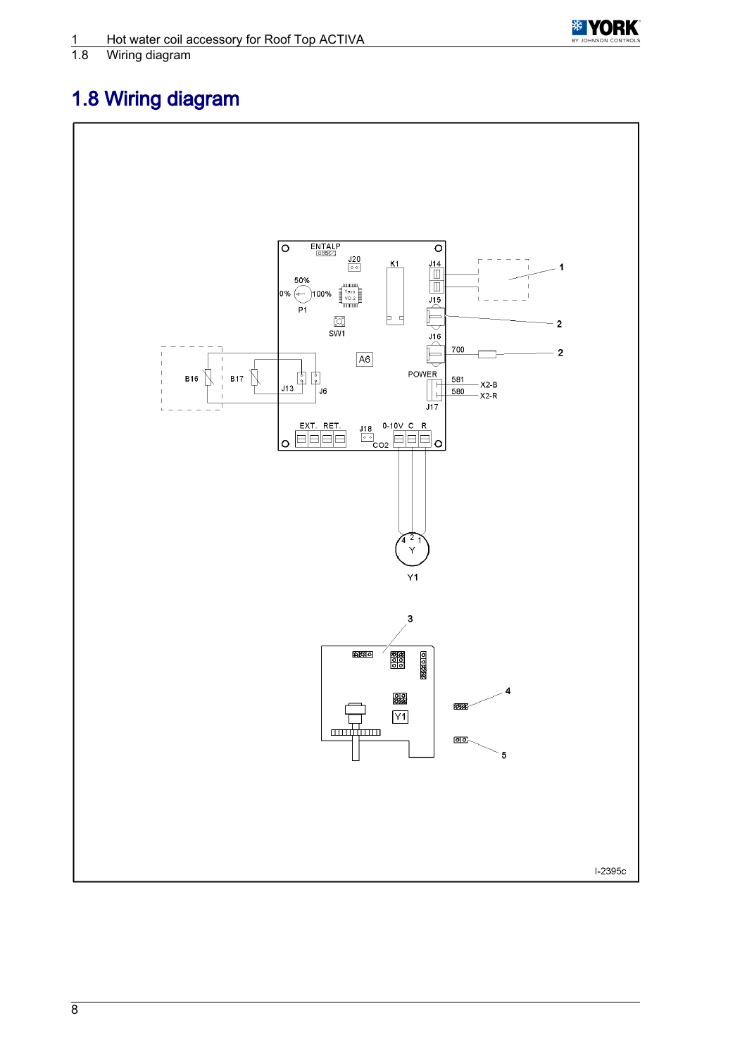# 1.8 Wiring diagram

ENTALP

J20

K1

J14

1

50%

0% 100%

P1

J15

2

SW1

J16

700

2

B16

B17

J13

J6

A6

POWER

581 X2-B

580 X2-R

J17

EXT. RET.

J18

CO2

0-10V C R

4 2 1

Y

Y1

3

4

Y1

5

I-2395c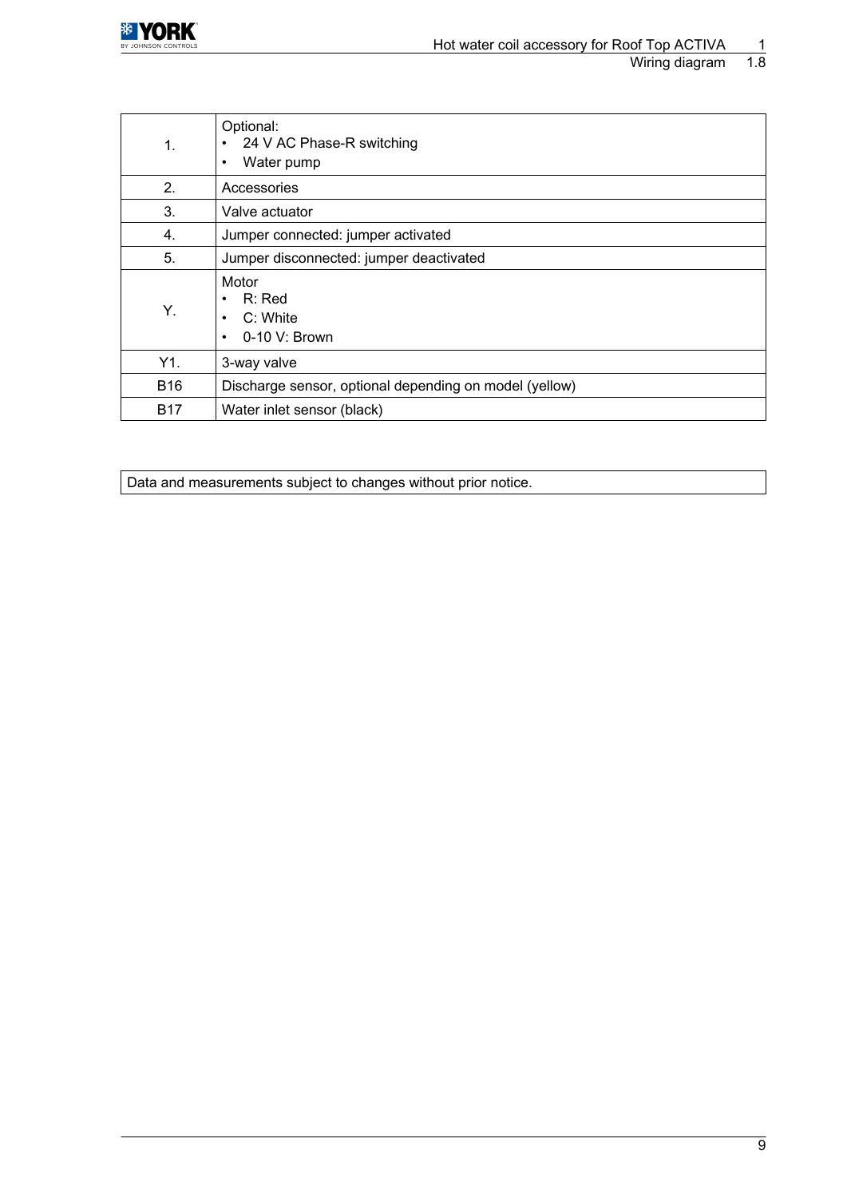| | |
|---|---|
| 1. | Optional:<br>• 24 V AC Phase-R switching<br>• Water pump |
| 2. | Accessories |
| 3. | Valve actuator |
| 4. | Jumper connected: jumper activated |
| 5. | Jumper disconnected: jumper deactivated |
| Y. | Motor<br>• R: Red<br>• C: White<br>• 0-10 V: Brown |
| Y1. | 3-way valve |
| B16 | Discharge sensor, optional depending on model (yellow) |
| B17 | Water inlet sensor (black) |

Data and measurements subject to changes without prior notice.